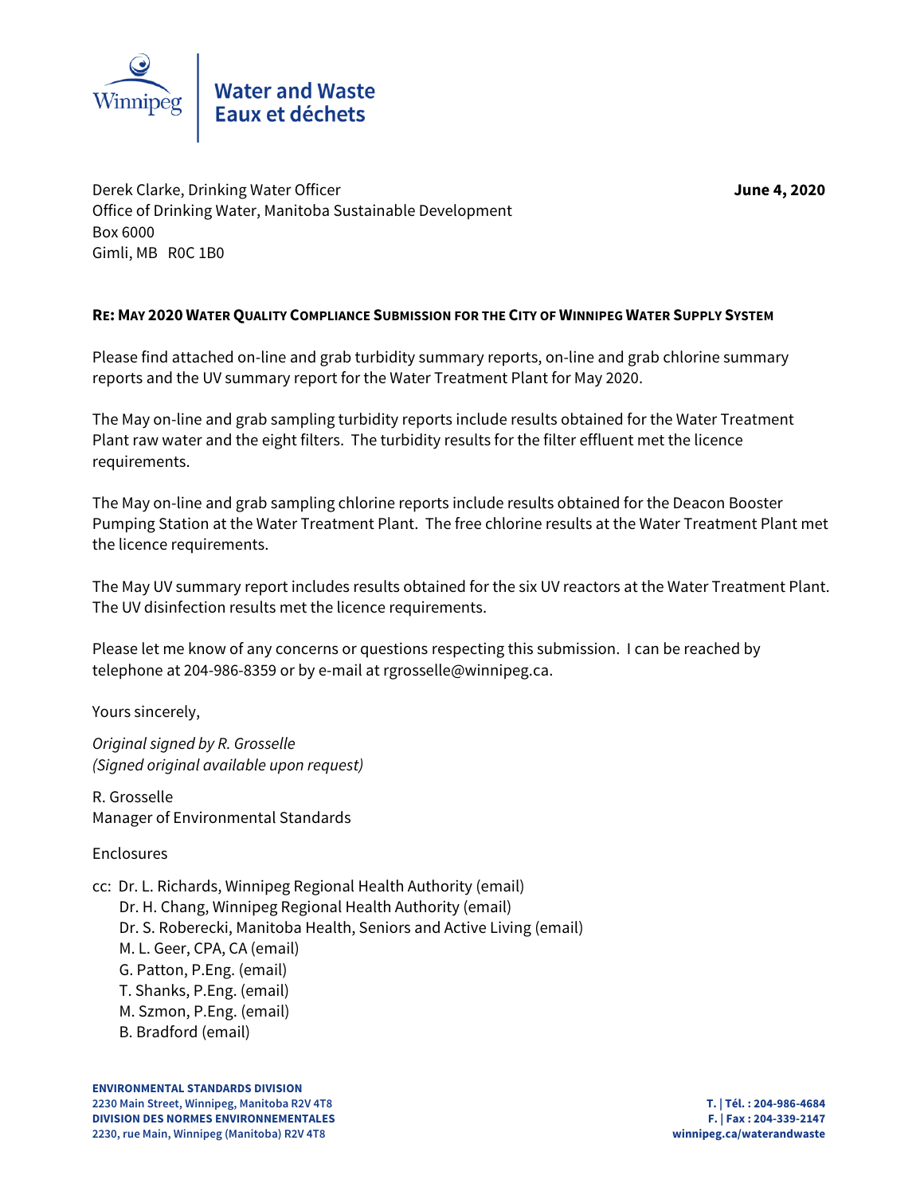Water and Waste
Eaux et déchets

Derek Clarke, Drinking Water Officer
Office of Drinking Water, Manitoba Sustainable Development
Box 6000
Gimli, MB R0C 1B0

**June 4, 2020**

**RE: MAY 2020 WATER QUALITY COMPLIANCE SUBMISSION FOR THE CITY OF WINNIPEG WATER SUPPLY SYSTEM**

Please find attached on-line and grab turbidity summary reports, on-line and grab chlorine summary reports and the UV summary report for the Water Treatment Plant for May 2020.

The May on-line and grab sampling turbidity reports include results obtained for the Water Treatment Plant raw water and the eight filters. The turbidity results for the filter effluent met the licence requirements.

The May on-line and grab sampling chlorine reports include results obtained for the Deacon Booster Pumping Station at the Water Treatment Plant. The free chlorine results at the Water Treatment Plant met the licence requirements.

The May UV summary report includes results obtained for the six UV reactors at the Water Treatment Plant. The UV disinfection results met the licence requirements.

Please let me know of any concerns or questions respecting this submission. I can be reached by telephone at 204-986-8359 or by e-mail at rgrosselle@winnipeg.ca.

Yours sincerely,

*Original signed by R. Grosselle*
*(Signed original available upon request)*

R. Grosselle
Manager of Environmental Standards

Enclosures

cc: Dr. L. Richards, Winnipeg Regional Health Authority (email)
Dr. H. Chang, Winnipeg Regional Health Authority (email)
Dr. S. Roberecki, Manitoba Health, Seniors and Active Living (email)
M. L. Geer, CPA, CA (email)
G. Patton, P.Eng. (email)
T. Shanks, P.Eng. (email)
M. Szmon, P.Eng. (email)
B. Bradford (email)

**ENVIRONMENTAL STANDARDS DIVISION**
**2230 Main Street, Winnipeg, Manitoba R2V 4T8**
**DIVISION DES NORMES ENVIRONNEMENTALES**
**2230, rue Main, Winnipeg (Manitoba) R2V 4T8**

**T. | Tél. : 204-986-4684**
**F. | Fax : 204-339-2147**
**winnipeg.ca/waterandwaste**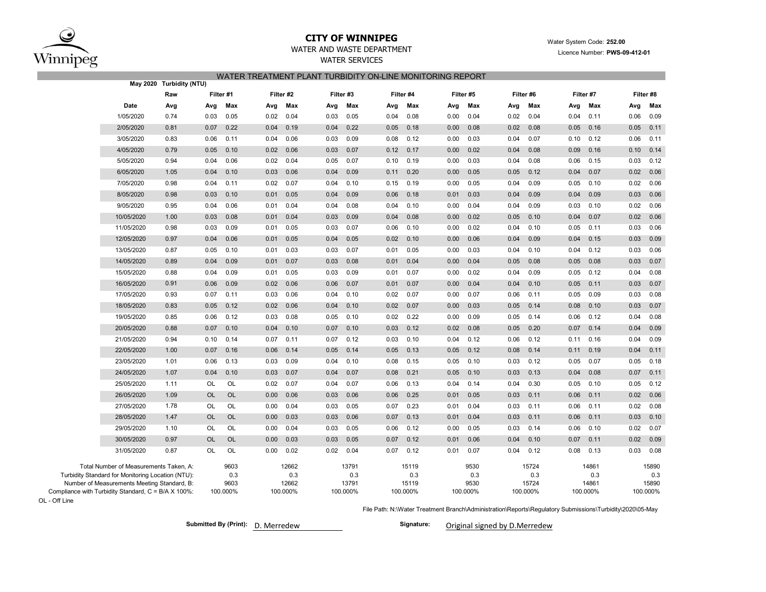# CITY OF WINNIPEG

WATER AND WASTE DEPARTMENT

WATER SERVICES

Water System Code: **252.00**

Licence Number: **PWS-09-412-01**

## WATER TREATMENT PLANT TURBIDITY ON-LINE MONITORING REPORT

**May 2020 Turbidity (NTU)**

| | Raw | Filter #1 | | Filter #2 | | Filter #3 | | Filter #4 | | Filter #5 | | Filter #6 | | Filter #7 | | Filter #8 | |
|---|---|---|---|---|---|---|---|---|---|---|---|---|---|---|---|---|---|
| **Date** | **Avg** | **Avg** | **Max** | **Avg** | **Max** | **Avg** | **Max** | **Avg** | **Max** | **Avg** | **Max** | **Avg** | **Max** | **Avg** | **Max** | **Avg** | **Max** |
| 1/05/2020 | 0.74 | 0.03 | 0.05 | 0.02 | 0.04 | 0.03 | 0.05 | 0.04 | 0.08 | 0.00 | 0.04 | 0.02 | 0.04 | 0.04 | 0.11 | 0.06 | 0.09 |
| 2/05/2020 | 0.81 | 0.07 | 0.22 | 0.04 | 0.19 | 0.04 | 0.22 | 0.05 | 0.18 | 0.00 | 0.08 | 0.02 | 0.08 | 0.05 | 0.16 | 0.05 | 0.11 |
| 3/05/2020 | 0.83 | 0.06 | 0.11 | 0.04 | 0.06 | 0.03 | 0.09 | 0.08 | 0.12 | 0.00 | 0.03 | 0.04 | 0.07 | 0.10 | 0.12 | 0.06 | 0.11 |
| 4/05/2020 | 0.79 | 0.05 | 0.10 | 0.02 | 0.06 | 0.03 | 0.07 | 0.12 | 0.17 | 0.00 | 0.02 | 0.04 | 0.08 | 0.09 | 0.16 | 0.10 | 0.14 |
| 5/05/2020 | 0.94 | 0.04 | 0.06 | 0.02 | 0.04 | 0.05 | 0.07 | 0.10 | 0.19 | 0.00 | 0.03 | 0.04 | 0.08 | 0.06 | 0.15 | 0.03 | 0.12 |
| 6/05/2020 | 1.05 | 0.04 | 0.10 | 0.03 | 0.06 | 0.04 | 0.09 | 0.11 | 0.20 | 0.00 | 0.05 | 0.05 | 0.12 | 0.04 | 0.07 | 0.02 | 0.06 |
| 7/05/2020 | 0.98 | 0.04 | 0.11 | 0.02 | 0.07 | 0.04 | 0.10 | 0.15 | 0.19 | 0.00 | 0.05 | 0.04 | 0.09 | 0.05 | 0.10 | 0.02 | 0.06 |
| 8/05/2020 | 0.98 | 0.03 | 0.10 | 0.01 | 0.05 | 0.04 | 0.09 | 0.06 | 0.18 | 0.01 | 0.03 | 0.04 | 0.09 | 0.04 | 0.09 | 0.03 | 0.06 |
| 9/05/2020 | 0.95 | 0.04 | 0.06 | 0.01 | 0.04 | 0.04 | 0.08 | 0.04 | 0.10 | 0.00 | 0.04 | 0.04 | 0.09 | 0.03 | 0.10 | 0.02 | 0.06 |
| 10/05/2020 | 1.00 | 0.03 | 0.08 | 0.01 | 0.04 | 0.03 | 0.09 | 0.04 | 0.08 | 0.00 | 0.02 | 0.05 | 0.10 | 0.04 | 0.07 | 0.02 | 0.06 |
| 11/05/2020 | 0.98 | 0.03 | 0.09 | 0.01 | 0.05 | 0.03 | 0.07 | 0.06 | 0.10 | 0.00 | 0.02 | 0.04 | 0.10 | 0.05 | 0.11 | 0.03 | 0.06 |
| 12/05/2020 | 0.97 | 0.04 | 0.06 | 0.01 | 0.05 | 0.04 | 0.05 | 0.02 | 0.10 | 0.00 | 0.06 | 0.04 | 0.09 | 0.04 | 0.15 | 0.03 | 0.09 |
| 13/05/2020 | 0.87 | 0.05 | 0.10 | 0.01 | 0.03 | 0.03 | 0.07 | 0.01 | 0.05 | 0.00 | 0.03 | 0.04 | 0.10 | 0.04 | 0.12 | 0.03 | 0.06 |
| 14/05/2020 | 0.89 | 0.04 | 0.09 | 0.01 | 0.07 | 0.03 | 0.08 | 0.01 | 0.04 | 0.00 | 0.04 | 0.05 | 0.08 | 0.05 | 0.08 | 0.03 | 0.07 |
| 15/05/2020 | 0.88 | 0.04 | 0.09 | 0.01 | 0.05 | 0.03 | 0.09 | 0.01 | 0.07 | 0.00 | 0.02 | 0.04 | 0.09 | 0.05 | 0.12 | 0.04 | 0.08 |
| 16/05/2020 | 0.91 | 0.06 | 0.09 | 0.02 | 0.06 | 0.06 | 0.07 | 0.01 | 0.07 | 0.00 | 0.04 | 0.04 | 0.10 | 0.05 | 0.11 | 0.03 | 0.07 |
| 17/05/2020 | 0.93 | 0.07 | 0.11 | 0.03 | 0.06 | 0.04 | 0.10 | 0.02 | 0.07 | 0.00 | 0.07 | 0.06 | 0.11 | 0.05 | 0.09 | 0.03 | 0.08 |
| 18/05/2020 | 0.83 | 0.05 | 0.12 | 0.02 | 0.06 | 0.04 | 0.10 | 0.02 | 0.07 | 0.00 | 0.03 | 0.05 | 0.14 | 0.08 | 0.10 | 0.03 | 0.07 |
| 19/05/2020 | 0.85 | 0.06 | 0.12 | 0.03 | 0.08 | 0.05 | 0.10 | 0.02 | 0.22 | 0.00 | 0.09 | 0.05 | 0.14 | 0.06 | 0.12 | 0.04 | 0.08 |
| 20/05/2020 | 0.88 | 0.07 | 0.10 | 0.04 | 0.10 | 0.07 | 0.10 | 0.03 | 0.12 | 0.02 | 0.08 | 0.05 | 0.20 | 0.07 | 0.14 | 0.04 | 0.09 |
| 21/05/2020 | 0.94 | 0.10 | 0.14 | 0.07 | 0.11 | 0.07 | 0.12 | 0.03 | 0.10 | 0.04 | 0.12 | 0.06 | 0.12 | 0.11 | 0.16 | 0.04 | 0.09 |
| 22/05/2020 | 1.00 | 0.07 | 0.16 | 0.06 | 0.14 | 0.05 | 0.14 | 0.05 | 0.13 | 0.05 | 0.12 | 0.08 | 0.14 | 0.11 | 0.19 | 0.04 | 0.11 |
| 23/05/2020 | 1.01 | 0.06 | 0.13 | 0.03 | 0.09 | 0.04 | 0.10 | 0.08 | 0.15 | 0.05 | 0.10 | 0.03 | 0.12 | 0.05 | 0.07 | 0.05 | 0.18 |
| 24/05/2020 | 1.07 | 0.04 | 0.10 | 0.03 | 0.07 | 0.04 | 0.07 | 0.08 | 0.21 | 0.05 | 0.10 | 0.03 | 0.13 | 0.04 | 0.08 | 0.07 | 0.11 |
| 25/05/2020 | 1.11 | OL | OL | 0.02 | 0.07 | 0.04 | 0.07 | 0.06 | 0.13 | 0.04 | 0.14 | 0.04 | 0.30 | 0.05 | 0.10 | 0.05 | 0.12 |
| 26/05/2020 | 1.09 | OL | OL | 0.00 | 0.06 | 0.03 | 0.06 | 0.06 | 0.25 | 0.01 | 0.05 | 0.03 | 0.11 | 0.06 | 0.11 | 0.02 | 0.06 |
| 27/05/2020 | 1.78 | OL | OL | 0.00 | 0.04 | 0.03 | 0.05 | 0.07 | 0.23 | 0.01 | 0.04 | 0.03 | 0.11 | 0.06 | 0.11 | 0.02 | 0.08 |
| 28/05/2020 | 1.47 | OL | OL | 0.00 | 0.03 | 0.03 | 0.06 | 0.07 | 0.13 | 0.01 | 0.04 | 0.03 | 0.11 | 0.06 | 0.11 | 0.03 | 0.10 |
| 29/05/2020 | 1.10 | OL | OL | 0.00 | 0.04 | 0.03 | 0.05 | 0.06 | 0.12 | 0.00 | 0.05 | 0.03 | 0.14 | 0.06 | 0.10 | 0.02 | 0.07 |
| 30/05/2020 | 0.97 | OL | OL | 0.00 | 0.03 | 0.03 | 0.05 | 0.07 | 0.12 | 0.01 | 0.06 | 0.04 | 0.10 | 0.07 | 0.11 | 0.02 | 0.09 |
| 31/05/2020 | 0.87 | OL | OL | 0.00 | 0.02 | 0.02 | 0.04 | 0.07 | 0.12 | 0.01 | 0.07 | 0.04 | 0.12 | 0.08 | 0.13 | 0.03 | 0.08 |

| | Filter #1 | Filter #2 | Filter #3 | Filter #4 | Filter #5 | Filter #6 | Filter #7 | Filter #8 |
|---|---|---|---|---|---|---|---|---|
| Total Number of Measurements Taken, A: | 9603 | 12662 | 13791 | 15119 | 9530 | 15724 | 14861 | 15890 |
| Turbidity Standard for Monitoring Location (NTU): | 0.3 | 0.3 | 0.3 | 0.3 | 0.3 | 0.3 | 0.3 | 0.3 |
| Number of Measurements Meeting Standard, B: | 9603 | 12662 | 13791 | 15119 | 9530 | 15724 | 14861 | 15890 |
| Compliance with Turbidity Standard, C = B/A X 100%: | 100.000% | 100.000% | 100.000% | 100.000% | 100.000% | 100.000% | 100.000% | 100.000% |

OL - Off Line

File Path: N:\Water Treatment Branch\Administration\Reports\Regulatory Submissions\Turbidity\2020\05-May

**Submitted By (Print):** D. Merredew

**Signature:** Original signed by D.Merredew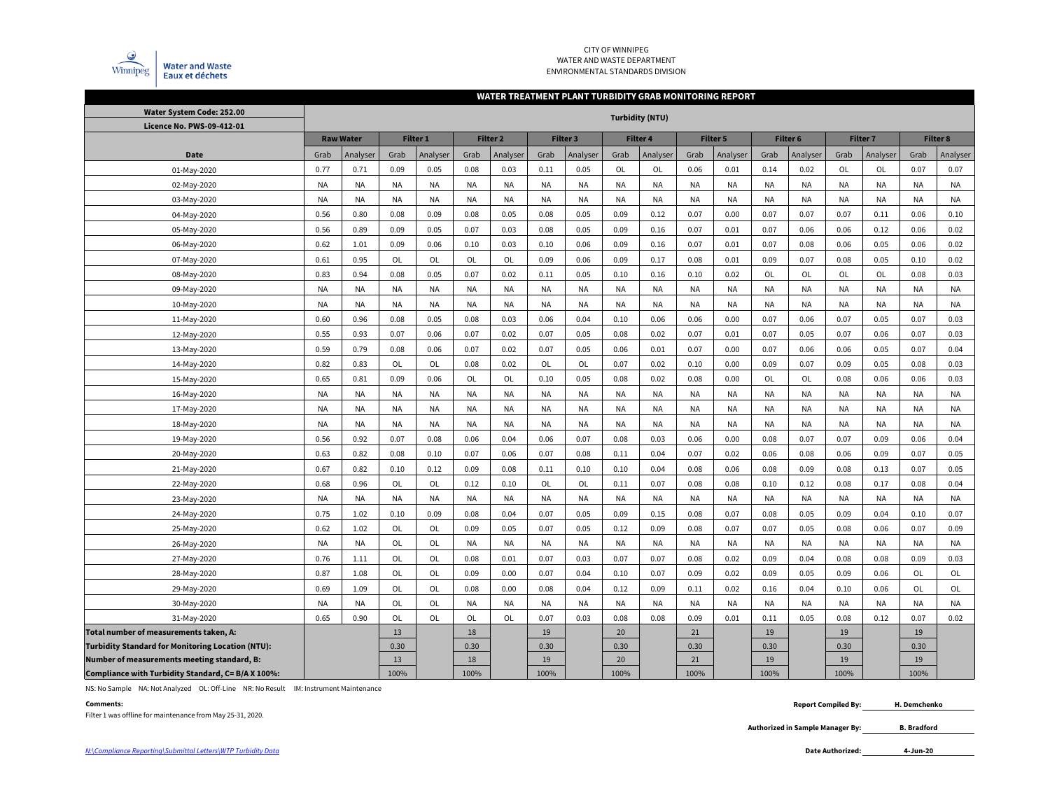CITY OF WINNIPEG
WATER AND WASTE DEPARTMENT
ENVIRONMENTAL STANDARDS DIVISION

Winnipeg Water and Waste Eaux et déchets

## WATER TREATMENT PLANT TURBIDITY GRAB MONITORING REPORT

| Water System Code: 252.00<br>Licence No. PWS-09-412-01 | Turbidity (NTU) | | | | | | | | | | | | | | | | | |
|---|---|---|---|---|---|---|---|---|---|---|---|---|---|---|---|---|---|---|
| | Raw Water | | Filter 1 | | Filter 2 | | Filter 3 | | Filter 4 | | Filter 5 | | Filter 6 | | Filter 7 | | Filter 8 | |
| Date | Grab | Analyser | Grab | Analyser | Grab | Analyser | Grab | Analyser | Grab | Analyser | Grab | Analyser | Grab | Analyser | Grab | Analyser | Grab | Analyser |
| 01-May-2020 | 0.77 | 0.71 | 0.09 | 0.05 | 0.08 | 0.03 | 0.11 | 0.05 | OL | OL | 0.06 | 0.01 | 0.14 | 0.02 | OL | OL | 0.07 | 0.07 |
| 02-May-2020 | NA | NA | NA | NA | NA | NA | NA | NA | NA | NA | NA | NA | NA | NA | NA | NA | NA | NA |
| 03-May-2020 | NA | NA | NA | NA | NA | NA | NA | NA | NA | NA | NA | NA | NA | NA | NA | NA | NA | NA |
| 04-May-2020 | 0.56 | 0.80 | 0.08 | 0.09 | 0.08 | 0.05 | 0.08 | 0.05 | 0.09 | 0.12 | 0.07 | 0.00 | 0.07 | 0.07 | 0.07 | 0.11 | 0.06 | 0.10 |
| 05-May-2020 | 0.56 | 0.89 | 0.09 | 0.05 | 0.07 | 0.03 | 0.08 | 0.05 | 0.09 | 0.16 | 0.07 | 0.01 | 0.07 | 0.06 | 0.06 | 0.12 | 0.06 | 0.02 |
| 06-May-2020 | 0.62 | 1.01 | 0.09 | 0.06 | 0.10 | 0.03 | 0.10 | 0.06 | 0.09 | 0.16 | 0.07 | 0.01 | 0.07 | 0.08 | 0.06 | 0.05 | 0.06 | 0.02 |
| 07-May-2020 | 0.61 | 0.95 | OL | OL | OL | OL | 0.09 | 0.06 | 0.09 | 0.17 | 0.08 | 0.01 | 0.09 | 0.07 | 0.08 | 0.05 | 0.10 | 0.02 |
| 08-May-2020 | 0.83 | 0.94 | 0.08 | 0.05 | 0.07 | 0.02 | 0.11 | 0.05 | 0.10 | 0.16 | 0.10 | 0.02 | OL | OL | OL | OL | 0.08 | 0.03 |
| 09-May-2020 | NA | NA | NA | NA | NA | NA | NA | NA | NA | NA | NA | NA | NA | NA | NA | NA | NA | NA |
| 10-May-2020 | NA | NA | NA | NA | NA | NA | NA | NA | NA | NA | NA | NA | NA | NA | NA | NA | NA | NA |
| 11-May-2020 | 0.60 | 0.96 | 0.08 | 0.05 | 0.08 | 0.03 | 0.06 | 0.04 | 0.10 | 0.06 | 0.06 | 0.00 | 0.07 | 0.06 | 0.07 | 0.05 | 0.07 | 0.03 |
| 12-May-2020 | 0.55 | 0.93 | 0.07 | 0.06 | 0.07 | 0.02 | 0.07 | 0.05 | 0.08 | 0.02 | 0.07 | 0.01 | 0.07 | 0.05 | 0.07 | 0.06 | 0.07 | 0.03 |
| 13-May-2020 | 0.59 | 0.79 | 0.08 | 0.06 | 0.07 | 0.02 | 0.07 | 0.05 | 0.06 | 0.01 | 0.07 | 0.00 | 0.07 | 0.06 | 0.06 | 0.05 | 0.07 | 0.04 |
| 14-May-2020 | 0.82 | 0.83 | OL | OL | 0.08 | 0.02 | OL | OL | 0.07 | 0.02 | 0.10 | 0.00 | 0.09 | 0.07 | 0.09 | 0.05 | 0.08 | 0.03 |
| 15-May-2020 | 0.65 | 0.81 | 0.09 | 0.06 | OL | OL | 0.10 | 0.05 | 0.08 | 0.02 | 0.08 | 0.00 | OL | OL | 0.08 | 0.06 | 0.06 | 0.03 |
| 16-May-2020 | NA | NA | NA | NA | NA | NA | NA | NA | NA | NA | NA | NA | NA | NA | NA | NA | NA | NA |
| 17-May-2020 | NA | NA | NA | NA | NA | NA | NA | NA | NA | NA | NA | NA | NA | NA | NA | NA | NA | NA |
| 18-May-2020 | NA | NA | NA | NA | NA | NA | NA | NA | NA | NA | NA | NA | NA | NA | NA | NA | NA | NA |
| 19-May-2020 | 0.56 | 0.92 | 0.07 | 0.08 | 0.06 | 0.04 | 0.06 | 0.07 | 0.08 | 0.03 | 0.06 | 0.00 | 0.08 | 0.07 | 0.07 | 0.09 | 0.06 | 0.04 |
| 20-May-2020 | 0.63 | 0.82 | 0.08 | 0.10 | 0.07 | 0.06 | 0.07 | 0.08 | 0.11 | 0.04 | 0.07 | 0.02 | 0.06 | 0.08 | 0.06 | 0.09 | 0.07 | 0.05 |
| 21-May-2020 | 0.67 | 0.82 | 0.10 | 0.12 | 0.09 | 0.08 | 0.11 | 0.10 | 0.10 | 0.04 | 0.08 | 0.06 | 0.08 | 0.09 | 0.08 | 0.13 | 0.07 | 0.05 |
| 22-May-2020 | 0.68 | 0.96 | OL | OL | 0.12 | 0.10 | OL | OL | 0.11 | 0.07 | 0.08 | 0.08 | 0.10 | 0.12 | 0.08 | 0.17 | 0.08 | 0.04 |
| 23-May-2020 | NA | NA | NA | NA | NA | NA | NA | NA | NA | NA | NA | NA | NA | NA | NA | NA | NA | NA |
| 24-May-2020 | 0.75 | 1.02 | 0.10 | 0.09 | 0.08 | 0.04 | 0.07 | 0.05 | 0.09 | 0.15 | 0.08 | 0.07 | 0.08 | 0.05 | 0.09 | 0.04 | 0.10 | 0.07 |
| 25-May-2020 | 0.62 | 1.02 | OL | OL | 0.09 | 0.05 | 0.07 | 0.05 | 0.12 | 0.09 | 0.08 | 0.07 | 0.07 | 0.05 | 0.08 | 0.06 | 0.07 | 0.09 |
| 26-May-2020 | NA | NA | OL | OL | NA | NA | NA | NA | NA | NA | NA | NA | NA | NA | NA | NA | NA | NA |
| 27-May-2020 | 0.76 | 1.11 | OL | OL | 0.08 | 0.01 | 0.07 | 0.03 | 0.07 | 0.07 | 0.08 | 0.02 | 0.09 | 0.04 | 0.08 | 0.08 | 0.09 | 0.03 |
| 28-May-2020 | 0.87 | 1.08 | OL | OL | 0.09 | 0.00 | 0.07 | 0.04 | 0.10 | 0.07 | 0.09 | 0.02 | 0.09 | 0.05 | 0.09 | 0.06 | OL | OL |
| 29-May-2020 | 0.69 | 1.09 | OL | OL | 0.08 | 0.00 | 0.08 | 0.04 | 0.12 | 0.09 | 0.11 | 0.02 | 0.16 | 0.04 | 0.10 | 0.06 | OL | OL |
| 30-May-2020 | NA | NA | OL | OL | NA | NA | NA | NA | NA | NA | NA | NA | NA | NA | NA | NA | NA | NA |
| 31-May-2020 | 0.65 | 0.90 | OL | OL | OL | OL | 0.07 | 0.03 | 0.08 | 0.08 | 0.09 | 0.01 | 0.11 | 0.05 | 0.08 | 0.12 | 0.07 | 0.02 |
| **Total number of measurements taken, A:** | | | 13 | | 18 | | 19 | | 20 | | 21 | | 19 | | 19 | | 19 | |
| **Turbidity Standard for Monitoring Location (NTU):** | | | 0.30 | | 0.30 | | 0.30 | | 0.30 | | 0.30 | | 0.30 | | 0.30 | | 0.30 | |
| **Number of measurements meeting standard, B:** | | | 13 | | 18 | | 19 | | 20 | | 21 | | 19 | | 19 | | 19 | |
| **Compliance with Turbidity Standard, C= B/A X 100%:** | | | 100% | | 100% | | 100% | | 100% | | 100% | | 100% | | 100% | | 100% | |

NS: No Sample NA: Not Analyzed OL: Off-Line NR: No Result IM: Instrument Maintenance

**Comments:**

Filter 1 was offline for maintenance from May 25-31, 2020.

**Report Compiled By:** H. Demchenko

**Authorized in Sample Manager By:** B. Bradford

**Date Authorized:** 4-Jun-20

*N:\Compliance Reporting\Submittal Letters\WTP Turbidity Data*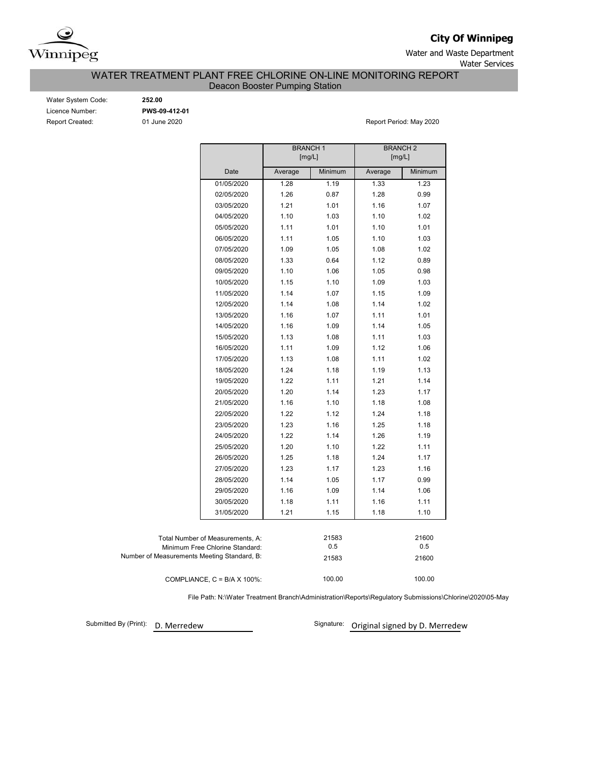**City Of Winnipeg**

Water and Waste Department
Water Services

# WATER TREATMENT PLANT FREE CHLORINE ON-LINE MONITORING REPORT

## Deacon Booster Pumping Station

Water System Code: **252.00**
Licence Number: **PWS-09-412-01**
Report Created: 01 June 2020

Report Period: May 2020

| | BRANCH 1 [mg/L] | | BRANCH 2 [mg/L] | |
|---|---|---|---|---|
| Date | Average | Minimum | Average | Minimum |
| 01/05/2020 | 1.28 | 1.19 | 1.33 | 1.23 |
| 02/05/2020 | 1.26 | 0.87 | 1.28 | 0.99 |
| 03/05/2020 | 1.21 | 1.01 | 1.16 | 1.07 |
| 04/05/2020 | 1.10 | 1.03 | 1.10 | 1.02 |
| 05/05/2020 | 1.11 | 1.01 | 1.10 | 1.01 |
| 06/05/2020 | 1.11 | 1.05 | 1.10 | 1.03 |
| 07/05/2020 | 1.09 | 1.05 | 1.08 | 1.02 |
| 08/05/2020 | 1.33 | 0.64 | 1.12 | 0.89 |
| 09/05/2020 | 1.10 | 1.06 | 1.05 | 0.98 |
| 10/05/2020 | 1.15 | 1.10 | 1.09 | 1.03 |
| 11/05/2020 | 1.14 | 1.07 | 1.15 | 1.09 |
| 12/05/2020 | 1.14 | 1.08 | 1.14 | 1.02 |
| 13/05/2020 | 1.16 | 1.07 | 1.11 | 1.01 |
| 14/05/2020 | 1.16 | 1.09 | 1.14 | 1.05 |
| 15/05/2020 | 1.13 | 1.08 | 1.11 | 1.03 |
| 16/05/2020 | 1.11 | 1.09 | 1.12 | 1.06 |
| 17/05/2020 | 1.13 | 1.08 | 1.11 | 1.02 |
| 18/05/2020 | 1.24 | 1.18 | 1.19 | 1.13 |
| 19/05/2020 | 1.22 | 1.11 | 1.21 | 1.14 |
| 20/05/2020 | 1.20 | 1.14 | 1.23 | 1.17 |
| 21/05/2020 | 1.16 | 1.10 | 1.18 | 1.08 |
| 22/05/2020 | 1.22 | 1.12 | 1.24 | 1.18 |
| 23/05/2020 | 1.23 | 1.16 | 1.25 | 1.18 |
| 24/05/2020 | 1.22 | 1.14 | 1.26 | 1.19 |
| 25/05/2020 | 1.20 | 1.10 | 1.22 | 1.11 |
| 26/05/2020 | 1.25 | 1.18 | 1.24 | 1.17 |
| 27/05/2020 | 1.23 | 1.17 | 1.23 | 1.16 |
| 28/05/2020 | 1.14 | 1.05 | 1.17 | 0.99 |
| 29/05/2020 | 1.16 | 1.09 | 1.14 | 1.06 |
| 30/05/2020 | 1.18 | 1.11 | 1.16 | 1.11 |
| 31/05/2020 | 1.21 | 1.15 | 1.18 | 1.10 |

| | BRANCH 1 | BRANCH 2 |
|---|---|---|
| Total Number of Measurements, A: | 21583 | 21600 |
| Minimum Free Chlorine Standard: | 0.5 | 0.5 |
| Number of Measurements Meeting Standard, B: | 21583 | 21600 |
| COMPLIANCE, C = B/A X 100%: | 100.00 | 100.00 |

File Path: N:\Water Treatment Branch\Administration\Reports\Regulatory Submissions\Chlorine\2020\05-May

Submitted By (Print): D. Merredew

Signature: Original signed by D. Merredew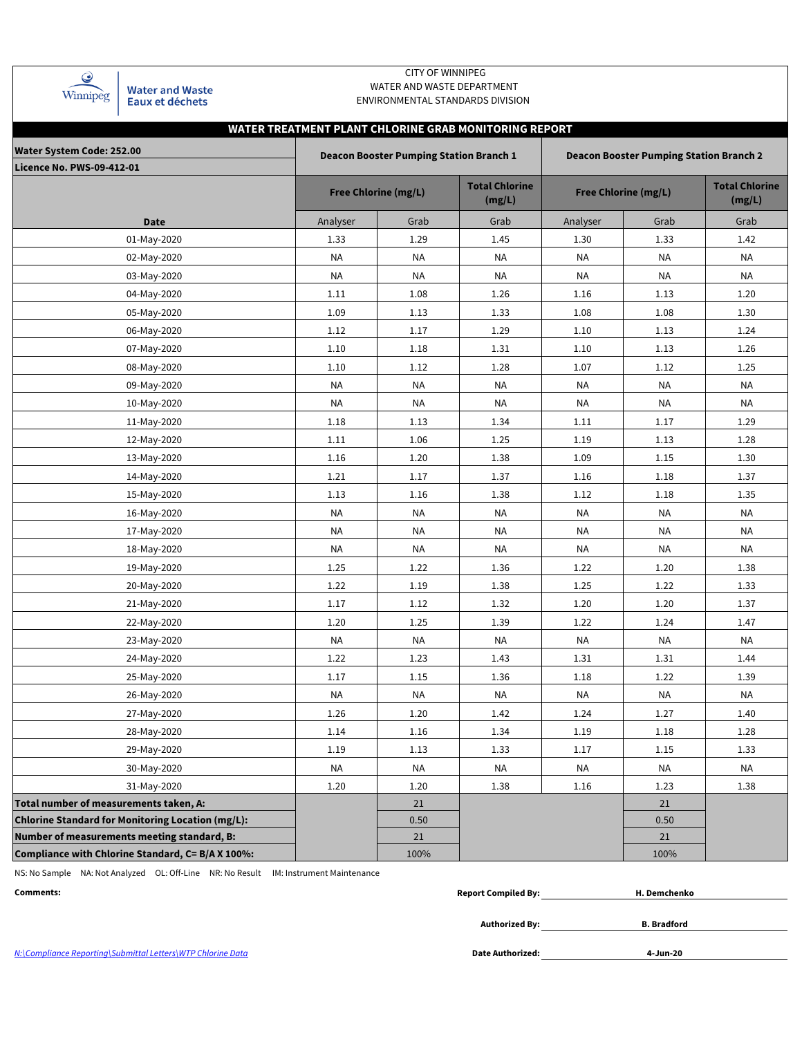CITY OF WINNIPEG
WATER AND WASTE DEPARTMENT
ENVIRONMENTAL STANDARDS DIVISION

Winnipeg | Water and Waste
Eaux et déchets

## WATER TREATMENT PLANT CHLORINE GRAB MONITORING REPORT

| Water System Code: 252.00<br>Licence No. PWS-09-412-01 | Deacon Booster Pumping Station Branch 1 | | | Deacon Booster Pumping Station Branch 2 | | |
|---|---|---|---|---|---|---|
| | Free Chlorine (mg/L) | | Total Chlorine (mg/L) | Free Chlorine (mg/L) | | Total Chlorine (mg/L) |
| Date | Analyser | Grab | Grab | Analyser | Grab | Grab |
| 01-May-2020 | 1.33 | 1.29 | 1.45 | 1.30 | 1.33 | 1.42 |
| 02-May-2020 | NA | NA | NA | NA | NA | NA |
| 03-May-2020 | NA | NA | NA | NA | NA | NA |
| 04-May-2020 | 1.11 | 1.08 | 1.26 | 1.16 | 1.13 | 1.20 |
| 05-May-2020 | 1.09 | 1.13 | 1.33 | 1.08 | 1.08 | 1.30 |
| 06-May-2020 | 1.12 | 1.17 | 1.29 | 1.10 | 1.13 | 1.24 |
| 07-May-2020 | 1.10 | 1.18 | 1.31 | 1.10 | 1.13 | 1.26 |
| 08-May-2020 | 1.10 | 1.12 | 1.28 | 1.07 | 1.12 | 1.25 |
| 09-May-2020 | NA | NA | NA | NA | NA | NA |
| 10-May-2020 | NA | NA | NA | NA | NA | NA |
| 11-May-2020 | 1.18 | 1.13 | 1.34 | 1.11 | 1.17 | 1.29 |
| 12-May-2020 | 1.11 | 1.06 | 1.25 | 1.19 | 1.13 | 1.28 |
| 13-May-2020 | 1.16 | 1.20 | 1.38 | 1.09 | 1.15 | 1.30 |
| 14-May-2020 | 1.21 | 1.17 | 1.37 | 1.16 | 1.18 | 1.37 |
| 15-May-2020 | 1.13 | 1.16 | 1.38 | 1.12 | 1.18 | 1.35 |
| 16-May-2020 | NA | NA | NA | NA | NA | NA |
| 17-May-2020 | NA | NA | NA | NA | NA | NA |
| 18-May-2020 | NA | NA | NA | NA | NA | NA |
| 19-May-2020 | 1.25 | 1.22 | 1.36 | 1.22 | 1.20 | 1.38 |
| 20-May-2020 | 1.22 | 1.19 | 1.38 | 1.25 | 1.22 | 1.33 |
| 21-May-2020 | 1.17 | 1.12 | 1.32 | 1.20 | 1.20 | 1.37 |
| 22-May-2020 | 1.20 | 1.25 | 1.39 | 1.22 | 1.24 | 1.47 |
| 23-May-2020 | NA | NA | NA | NA | NA | NA |
| 24-May-2020 | 1.22 | 1.23 | 1.43 | 1.31 | 1.31 | 1.44 |
| 25-May-2020 | 1.17 | 1.15 | 1.36 | 1.18 | 1.22 | 1.39 |
| 26-May-2020 | NA | NA | NA | NA | NA | NA |
| 27-May-2020 | 1.26 | 1.20 | 1.42 | 1.24 | 1.27 | 1.40 |
| 28-May-2020 | 1.14 | 1.16 | 1.34 | 1.19 | 1.18 | 1.28 |
| 29-May-2020 | 1.19 | 1.13 | 1.33 | 1.17 | 1.15 | 1.33 |
| 30-May-2020 | NA | NA | NA | NA | NA | NA |
| 31-May-2020 | 1.20 | 1.20 | 1.38 | 1.16 | 1.23 | 1.38 |
| **Total number of measurements taken, A:** | | 21 | | | 21 | |
| **Chlorine Standard for Monitoring Location (mg/L):** | | 0.50 | | | 0.50 | |
| **Number of measurements meeting standard, B:** | | 21 | | | 21 | |
| **Compliance with Chlorine Standard, C= B/A X 100%:** | | 100% | | | 100% | |

NS: No Sample  NA: Not Analyzed  OL: Off-Line  NR: No Result  IM: Instrument Maintenance

**Comments:**

**Report Compiled By:** **H. Demchenko**

**Authorized By:** **B. Bradford**

**Date Authorized:** **4-Jun-20**

*N:\Compliance Reporting\Submittal Letters\WTP Chlorine Data*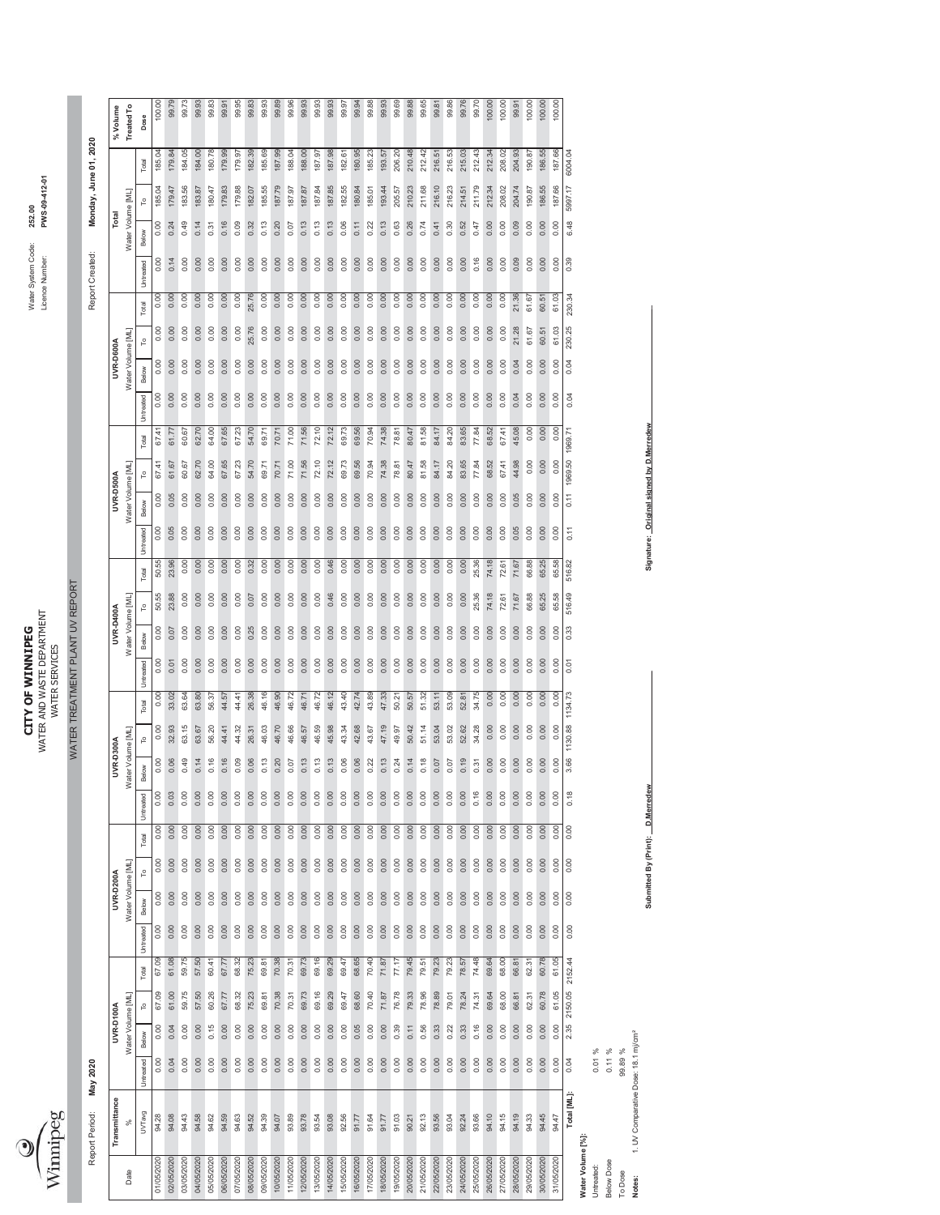# CITY OF WINNIPEG
WATER AND WASTE DEPARTMENT
WATER SERVICES

WATER TREATMENT PLANT UV REPORT

Water System Code: **252.00**
Licence Number: **PWS-09-412-01**

Report Period: **May 2020**

Report Created: **Monday, June 01, 2020**

| Date | Transmittance % | UVR-D100A Water Volume [ML] | | | | UVR-D200A Water Volume [ML] | | | | UVR-D300A Water Volume [ML] | | | | UVR-D400A Water Volume [ML] | | | | UVR-D500A Water Volume [ML] | | | | UVR-D600A Water Volume [ML] | | | | Total Water Volume [ML] | | | | % Volume Treated To Dose |
|---|---|---|---|---|---|---|---|---|---|---|---|---|---|---|---|---|---|---|---|---|---|---|---|---|---|---|---|---|---|---|
| | UVTavg | Untreated | Below | To | Total | Untreated | Below | To | Total | Untreated | Below | To | Total | Untreated | Below | To | Total | Untreated | Below | To | Total | Untreated | Below | To | Total | Untreated | Below | To | Total | Dose |
| 01/05/2020 | 94.28 | 0.00 | 0.00 | 67.09 | 67.09 | 0.00 | 0.00 | 0.00 | 0.00 | 0.00 | 0.00 | 0.00 | 0.00 | 0.00 | 0.00 | 50.55 | 50.55 | 0.00 | 0.00 | 67.41 | 67.41 | 0.00 | 0.00 | 0.00 | 0.00 | 0.00 | 0.00 | 185.04 | 185.04 | 100.00 |
| 02/05/2020 | 94.08 | 0.04 | 0.04 | 61.00 | 61.08 | 0.00 | 0.00 | 0.00 | 0.00 | 0.03 | 0.06 | 32.93 | 33.02 | 0.01 | 0.07 | 23.88 | 23.96 | 0.05 | 0.05 | 61.67 | 61.77 | 0.00 | 0.00 | 0.00 | 0.00 | 0.14 | 0.24 | 179.47 | 179.84 | 99.79 |
| 03/05/2020 | 94.43 | 0.00 | 0.00 | 59.75 | 59.75 | 0.00 | 0.00 | 0.00 | 0.00 | 0.00 | 0.49 | 63.15 | 63.64 | 0.00 | 0.00 | 0.00 | 0.00 | 0.00 | 0.00 | 60.67 | 60.67 | 0.00 | 0.00 | 0.00 | 0.00 | 0.00 | 0.49 | 183.56 | 184.05 | 99.73 |
| 04/05/2020 | 94.58 | 0.00 | 0.00 | 57.50 | 57.50 | 0.00 | 0.00 | 0.00 | 0.00 | 0.00 | 0.14 | 63.67 | 63.80 | 0.00 | 0.00 | 0.00 | 0.00 | 0.00 | 0.00 | 62.70 | 62.70 | 0.00 | 0.00 | 0.00 | 0.00 | 0.00 | 0.14 | 183.87 | 184.00 | 99.93 |
| 05/05/2020 | 94.62 | 0.00 | 0.15 | 60.26 | 60.41 | 0.00 | 0.00 | 0.00 | 0.00 | 0.00 | 0.16 | 56.20 | 56.37 | 0.00 | 0.00 | 0.00 | 0.00 | 0.00 | 0.00 | 64.00 | 64.00 | 0.00 | 0.00 | 0.00 | 0.00 | 0.00 | 0.31 | 180.47 | 180.78 | 99.83 |
| 06/05/2020 | 94.59 | 0.00 | 0.00 | 67.77 | 67.77 | 0.00 | 0.00 | 0.00 | 0.00 | 0.00 | 0.16 | 44.41 | 44.57 | 0.00 | 0.00 | 0.00 | 0.00 | 0.00 | 0.00 | 67.65 | 67.65 | 0.00 | 0.00 | 0.00 | 0.00 | 0.00 | 0.16 | 179.83 | 179.99 | 99.91 |
| 07/05/2020 | 94.63 | 0.00 | 0.00 | 68.32 | 68.32 | 0.00 | 0.00 | 0.00 | 0.00 | 0.00 | 0.09 | 44.32 | 44.41 | 0.00 | 0.00 | 0.00 | 0.00 | 0.00 | 0.00 | 67.23 | 67.23 | 0.00 | 0.00 | 0.00 | 0.00 | 0.00 | 0.09 | 179.88 | 179.97 | 99.95 |
| 08/05/2020 | 94.52 | 0.00 | 0.00 | 75.23 | 75.23 | 0.00 | 0.00 | 0.00 | 0.00 | 0.00 | 0.06 | 26.31 | 26.38 | 0.00 | 0.25 | 0.07 | 0.32 | 0.00 | 0.00 | 54.70 | 54.70 | 0.00 | 0.00 | 25.76 | 25.76 | 0.00 | 0.32 | 182.07 | 182.39 | 99.83 |
| 09/05/2020 | 94.39 | 0.00 | 0.00 | 69.81 | 69.81 | 0.00 | 0.00 | 0.00 | 0.00 | 0.00 | 0.13 | 46.03 | 46.16 | 0.00 | 0.00 | 0.00 | 0.00 | 0.00 | 0.00 | 69.71 | 69.71 | 0.00 | 0.00 | 0.00 | 0.00 | 0.00 | 0.13 | 185.55 | 185.69 | 99.93 |
| 10/05/2020 | 94.07 | 0.00 | 0.00 | 70.38 | 70.38 | 0.00 | 0.00 | 0.00 | 0.00 | 0.00 | 0.20 | 46.70 | 46.90 | 0.00 | 0.00 | 0.00 | 0.00 | 0.00 | 0.00 | 70.71 | 70.71 | 0.00 | 0.00 | 0.00 | 0.00 | 0.00 | 0.20 | 187.79 | 187.99 | 99.89 |
| 11/05/2020 | 93.89 | 0.00 | 0.00 | 70.31 | 70.31 | 0.00 | 0.00 | 0.00 | 0.00 | 0.00 | 0.07 | 46.66 | 46.72 | 0.00 | 0.00 | 0.00 | 0.00 | 0.00 | 0.00 | 71.00 | 71.00 | 0.00 | 0.00 | 0.00 | 0.00 | 0.00 | 0.07 | 187.97 | 188.04 | 99.96 |
| 12/05/2020 | 93.78 | 0.00 | 0.00 | 69.73 | 69.73 | 0.00 | 0.00 | 0.00 | 0.00 | 0.00 | 0.13 | 46.57 | 46.71 | 0.00 | 0.00 | 0.00 | 0.00 | 0.00 | 0.00 | 71.56 | 71.56 | 0.00 | 0.00 | 0.00 | 0.00 | 0.00 | 0.13 | 187.87 | 188.00 | 99.93 |
| 13/05/2020 | 93.54 | 0.00 | 0.00 | 69.16 | 69.16 | 0.00 | 0.00 | 0.00 | 0.00 | 0.00 | 0.13 | 46.59 | 46.72 | 0.00 | 0.00 | 0.00 | 0.00 | 0.00 | 0.00 | 72.10 | 72.10 | 0.00 | 0.00 | 0.00 | 0.00 | 0.00 | 0.13 | 187.84 | 187.97 | 99.93 |
| 14/05/2020 | 93.08 | 0.00 | 0.00 | 69.29 | 69.29 | 0.00 | 0.00 | 0.00 | 0.00 | 0.00 | 0.13 | 45.98 | 46.12 | 0.00 | 0.00 | 0.46 | 0.46 | 0.00 | 0.00 | 72.12 | 72.12 | 0.00 | 0.00 | 0.00 | 0.00 | 0.00 | 0.13 | 187.85 | 187.98 | 99.93 |
| 15/05/2020 | 92.56 | 0.00 | 0.00 | 69.47 | 69.47 | 0.00 | 0.00 | 0.00 | 0.00 | 0.00 | 0.06 | 43.34 | 43.40 | 0.00 | 0.00 | 0.00 | 0.00 | 0.00 | 0.00 | 69.73 | 69.73 | 0.00 | 0.00 | 0.00 | 0.00 | 0.00 | 0.06 | 182.55 | 182.61 | 99.97 |
| 16/05/2020 | 91.77 | 0.00 | 0.05 | 68.60 | 68.65 | 0.00 | 0.00 | 0.00 | 0.00 | 0.00 | 0.06 | 42.68 | 42.74 | 0.00 | 0.00 | 0.00 | 0.00 | 0.00 | 0.00 | 69.56 | 69.56 | 0.00 | 0.00 | 0.00 | 0.00 | 0.00 | 0.11 | 180.84 | 180.95 | 99.94 |
| 17/05/2020 | 91.64 | 0.00 | 0.00 | 70.40 | 70.40 | 0.00 | 0.00 | 0.00 | 0.00 | 0.00 | 0.22 | 43.67 | 43.89 | 0.00 | 0.00 | 0.00 | 0.00 | 0.00 | 0.00 | 70.94 | 70.94 | 0.00 | 0.00 | 0.00 | 0.00 | 0.00 | 0.22 | 185.01 | 185.23 | 99.88 |
| 18/05/2020 | 91.77 | 0.00 | 0.00 | 71.87 | 71.87 | 0.00 | 0.00 | 0.00 | 0.00 | 0.00 | 0.13 | 47.19 | 47.33 | 0.00 | 0.00 | 0.00 | 0.00 | 0.00 | 0.00 | 74.38 | 74.38 | 0.00 | 0.00 | 0.00 | 0.00 | 0.00 | 0.13 | 193.44 | 193.57 | 99.93 |
| 19/05/2020 | 91.03 | 0.00 | 0.39 | 76.78 | 77.17 | 0.00 | 0.00 | 0.00 | 0.00 | 0.00 | 0.24 | 49.97 | 50.21 | 0.00 | 0.00 | 0.00 | 0.00 | 0.00 | 0.00 | 78.81 | 78.81 | 0.00 | 0.00 | 0.00 | 0.00 | 0.00 | 0.63 | 205.57 | 206.20 | 99.69 |
| 20/05/2020 | 90.21 | 0.00 | 0.11 | 79.33 | 79.45 | 0.00 | 0.00 | 0.00 | 0.00 | 0.00 | 0.14 | 50.42 | 50.57 | 0.00 | 0.00 | 0.00 | 0.00 | 0.00 | 0.00 | 80.47 | 80.47 | 0.00 | 0.00 | 0.00 | 0.00 | 0.00 | 0.26 | 210.23 | 210.48 | 99.88 |
| 21/05/2020 | 92.13 | 0.00 | 0.56 | 78.96 | 79.51 | 0.00 | 0.00 | 0.00 | 0.00 | 0.00 | 0.18 | 51.14 | 51.32 | 0.00 | 0.00 | 0.00 | 0.00 | 0.00 | 0.00 | 81.58 | 81.58 | 0.00 | 0.00 | 0.00 | 0.00 | 0.00 | 0.74 | 211.68 | 212.42 | 99.65 |
| 22/05/2020 | 93.56 | 0.00 | 0.33 | 78.89 | 79.23 | 0.00 | 0.00 | 0.00 | 0.00 | 0.00 | 0.07 | 53.04 | 53.11 | 0.00 | 0.00 | 0.00 | 0.00 | 0.00 | 0.00 | 84.17 | 84.17 | 0.00 | 0.00 | 0.00 | 0.00 | 0.00 | 0.41 | 216.10 | 216.51 | 99.81 |
| 23/05/2020 | 93.04 | 0.00 | 0.22 | 79.01 | 79.23 | 0.00 | 0.00 | 0.00 | 0.00 | 0.00 | 0.07 | 53.02 | 53.09 | 0.00 | 0.00 | 0.00 | 0.00 | 0.00 | 0.00 | 84.20 | 84.20 | 0.00 | 0.00 | 0.00 | 0.00 | 0.00 | 0.30 | 216.23 | 216.53 | 99.86 |
| 24/05/2020 | 92.24 | 0.00 | 0.33 | 78.24 | 78.57 | 0.00 | 0.00 | 0.00 | 0.00 | 0.00 | 0.19 | 52.62 | 52.81 | 0.00 | 0.00 | 0.00 | 0.00 | 0.00 | 0.00 | 83.65 | 83.65 | 0.00 | 0.00 | 0.00 | 0.00 | 0.00 | 0.52 | 214.51 | 215.03 | 99.76 |
| 25/05/2020 | 93.66 | 0.00 | 0.16 | 74.31 | 74.48 | 0.00 | 0.00 | 0.00 | 0.00 | 0.16 | 0.31 | 34.28 | 34.75 | 0.00 | 0.00 | 25.36 | 25.36 | 0.00 | 0.00 | 77.84 | 77.84 | 0.00 | 0.00 | 0.00 | 0.00 | 0.16 | 0.47 | 211.79 | 212.43 | 99.70 |
| 26/05/2020 | 94.10 | 0.00 | 0.00 | 69.64 | 69.64 | 0.00 | 0.00 | 0.00 | 0.00 | 0.00 | 0.00 | 0.00 | 0.00 | 0.00 | 0.00 | 74.18 | 74.18 | 0.00 | 0.00 | 68.52 | 68.52 | 0.00 | 0.00 | 0.00 | 0.00 | 0.00 | 0.00 | 212.34 | 212.34 | 100.00 |
| 27/05/2020 | 94.15 | 0.00 | 0.00 | 68.00 | 68.00 | 0.00 | 0.00 | 0.00 | 0.00 | 0.00 | 0.00 | 0.00 | 0.00 | 0.00 | 0.00 | 72.61 | 72.61 | 0.00 | 0.00 | 67.41 | 67.41 | 0.00 | 0.00 | 0.00 | 0.00 | 0.00 | 0.00 | 208.02 | 208.02 | 100.00 |
| 28/05/2020 | 94.19 | 0.00 | 0.00 | 66.81 | 66.81 | 0.00 | 0.00 | 0.00 | 0.00 | 0.00 | 0.00 | 0.00 | 0.00 | 0.00 | 0.00 | 71.67 | 71.67 | 0.05 | 0.05 | 44.98 | 45.08 | 0.04 | 0.04 | 21.28 | 21.36 | 0.09 | 0.09 | 204.74 | 204.93 | 99.91 |
| 29/05/2020 | 94.33 | 0.00 | 0.00 | 62.31 | 62.31 | 0.00 | 0.00 | 0.00 | 0.00 | 0.00 | 0.00 | 0.00 | 0.00 | 0.00 | 0.00 | 66.88 | 66.88 | 0.00 | 0.00 | 0.00 | 0.00 | 0.00 | 0.00 | 61.67 | 61.67 | 0.00 | 0.00 | 190.87 | 190.87 | 100.00 |
| 30/05/2020 | 94.45 | 0.00 | 0.00 | 60.78 | 60.78 | 0.00 | 0.00 | 0.00 | 0.00 | 0.00 | 0.00 | 0.00 | 0.00 | 0.00 | 0.00 | 65.25 | 65.25 | 0.00 | 0.00 | 0.00 | 0.00 | 0.00 | 0.00 | 60.51 | 60.51 | 0.00 | 0.00 | 186.55 | 186.55 | 100.00 |
| 31/05/2020 | 94.47 | 0.00 | 0.00 | 61.05 | 61.05 | 0.00 | 0.00 | 0.00 | 0.00 | 0.00 | 0.00 | 0.00 | 0.00 | 0.00 | 0.00 | 65.58 | 65.58 | 0.00 | 0.00 | 0.00 | 0.00 | 0.00 | 0.00 | 61.03 | 61.03 | 0.00 | 0.00 | 187.66 | 187.66 | 100.00 |
| **Total [ML]:** | | 0.04 | 2.35 | 2150.05 | 2152.44 | 0.00 | 0.00 | 0.00 | 0.00 | 0.18 | 3.66 | 1130.88 | 1134.73 | 0.01 | 0.33 | 516.49 | 516.82 | 0.11 | 0.11 | 1969.50 | 1969.71 | 0.04 | 0.04 | 230.25 | 230.34 | 0.39 | 6.48 | 5997.17 | 6004.04 | |

**Water Volume [%]:**

Untreated: 0.01 %
Below Dose: 0.11 %
To Dose: 99.89 %

**Notes:** 1. UV Comparative Dose: 18.1 mJ/cm²

Submitted By (Print): D.Merredew

Signature: Original signed by D.Merredew